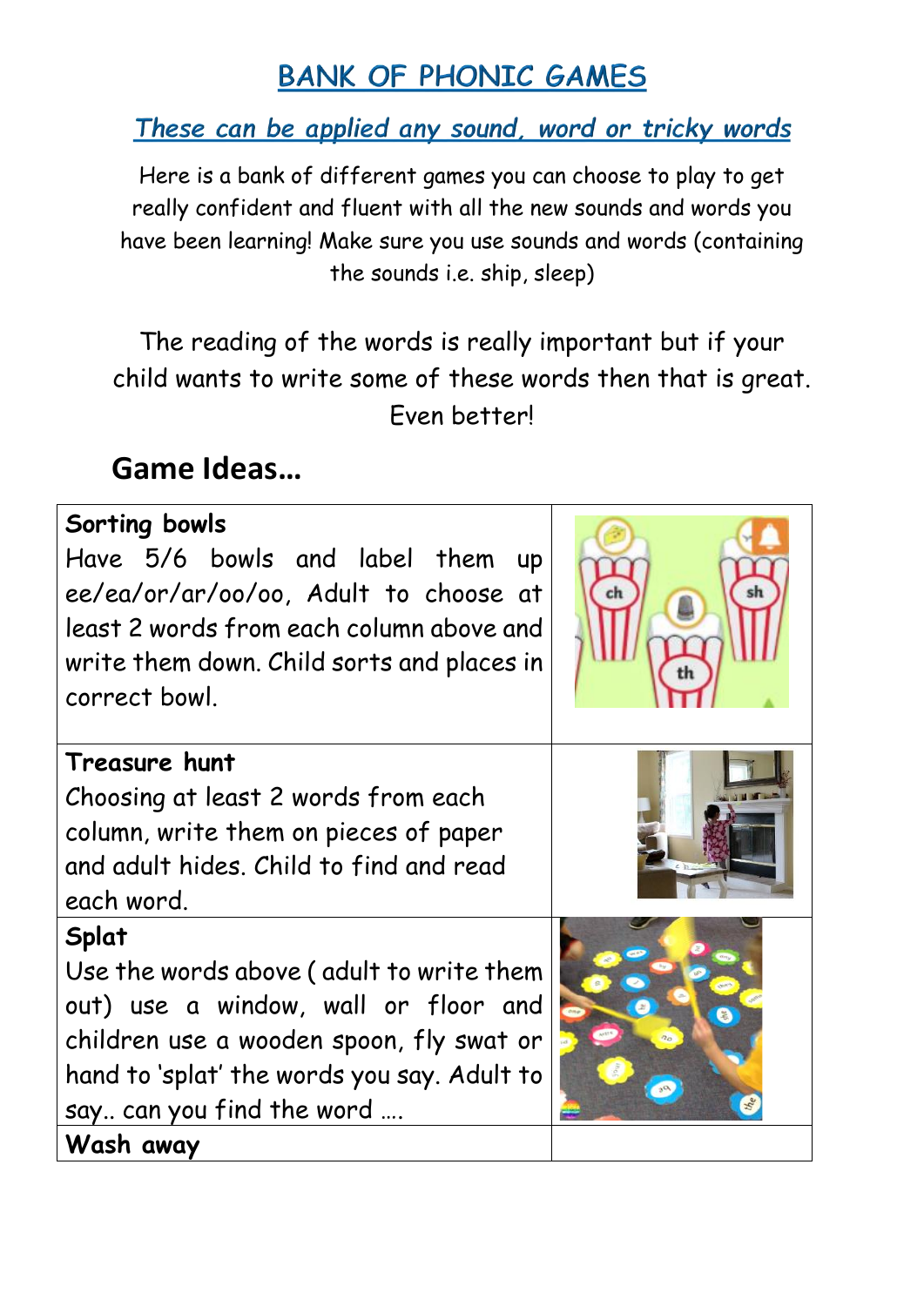# BANK OF PHONIC GAMES

## *These can be applied any sound, word or tricky words*

Here is a bank of different games you can choose to play to get really confident and fluent with all the new sounds and words you have been learning! Make sure you use sounds and words (containing the sounds i.e. ship, sleep)

The reading of the words is really important but if your child wants to write some of these words then that is great. Even better!

## Game Ideas…

| | |
|---|---|
| **Sorting bowls**<br>Have 5/6 bowls and label them up ee/ea/or/ar/oo/oo, Adult to choose at least 2 words from each column above and write them down. Child sorts and places in correct bowl. | |
| **Treasure hunt**<br>Choosing at least 2 words from each column, write them on pieces of paper and adult hides. Child to find and read each word. | |
| **Splat**<br>Use the words above ( adult to write them out) use a window, wall or floor and children use a wooden spoon, fly swat or hand to 'splat' the words you say. Adult to say.. can you find the word …. | |
| **Wash away** | |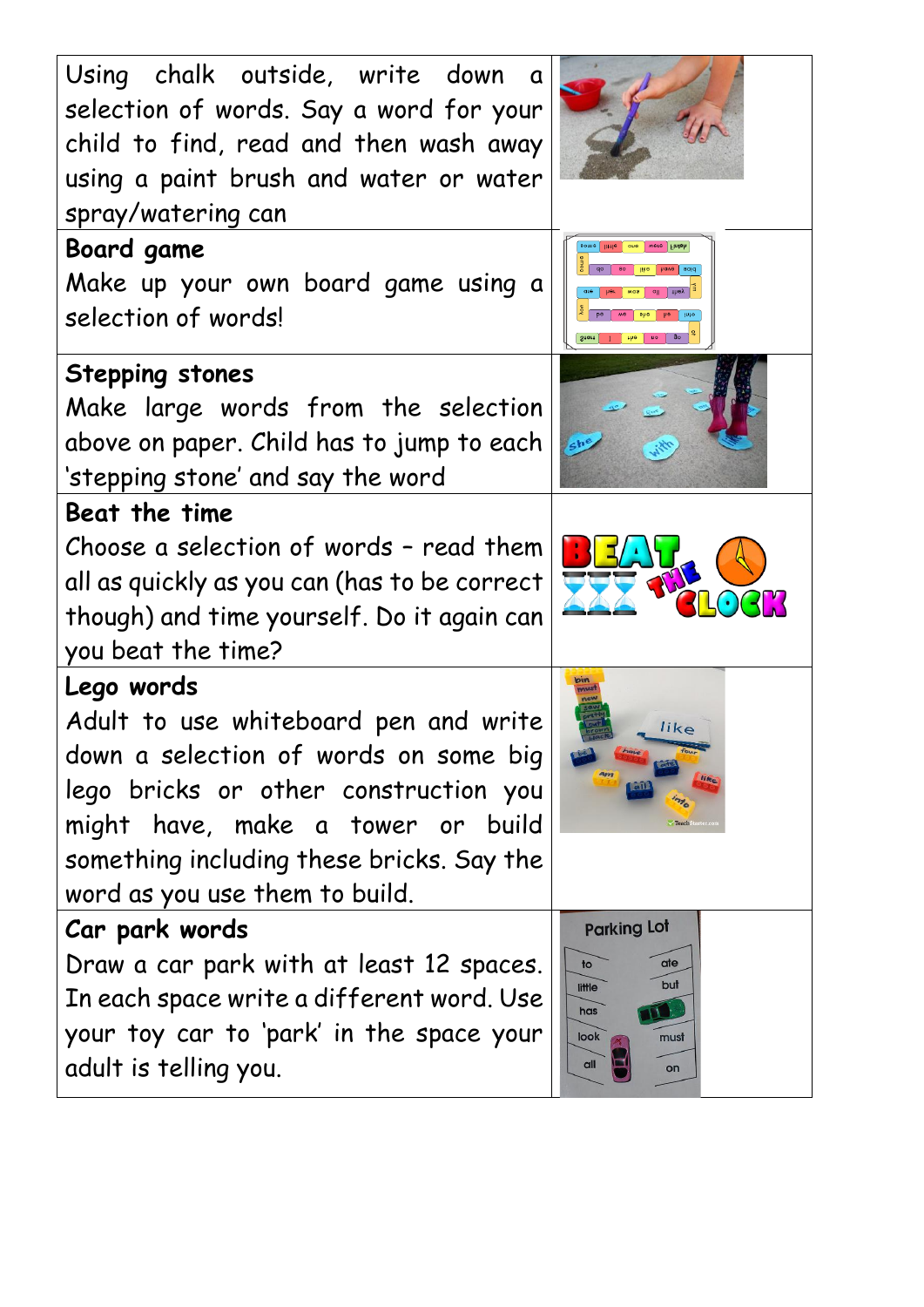| | |
|---|---|
| Using chalk outside, write down a selection of words. Say a word for your child to find, read and then wash away using a paint brush and water or water spray/watering can | |
| **Board game**<br>Make up your own board game using a selection of words! | |
| **Stepping stones**<br>Make large words from the selection above on paper. Child has to jump to each 'stepping stone' and say the word | |
| **Beat the time**<br>Choose a selection of words – read them all as quickly as you can (has to be correct though) and time yourself. Do it again can you beat the time? | |
| **Lego words**<br>Adult to use whiteboard pen and write down a selection of words on some big lego bricks or other construction you might have, make a tower or build something including these bricks. Say the word as you use them to build. | |
| **Car park words**<br>Draw a car park with at least 12 spaces. In each space write a different word. Use your toy car to 'park' in the space your adult is telling you. | |